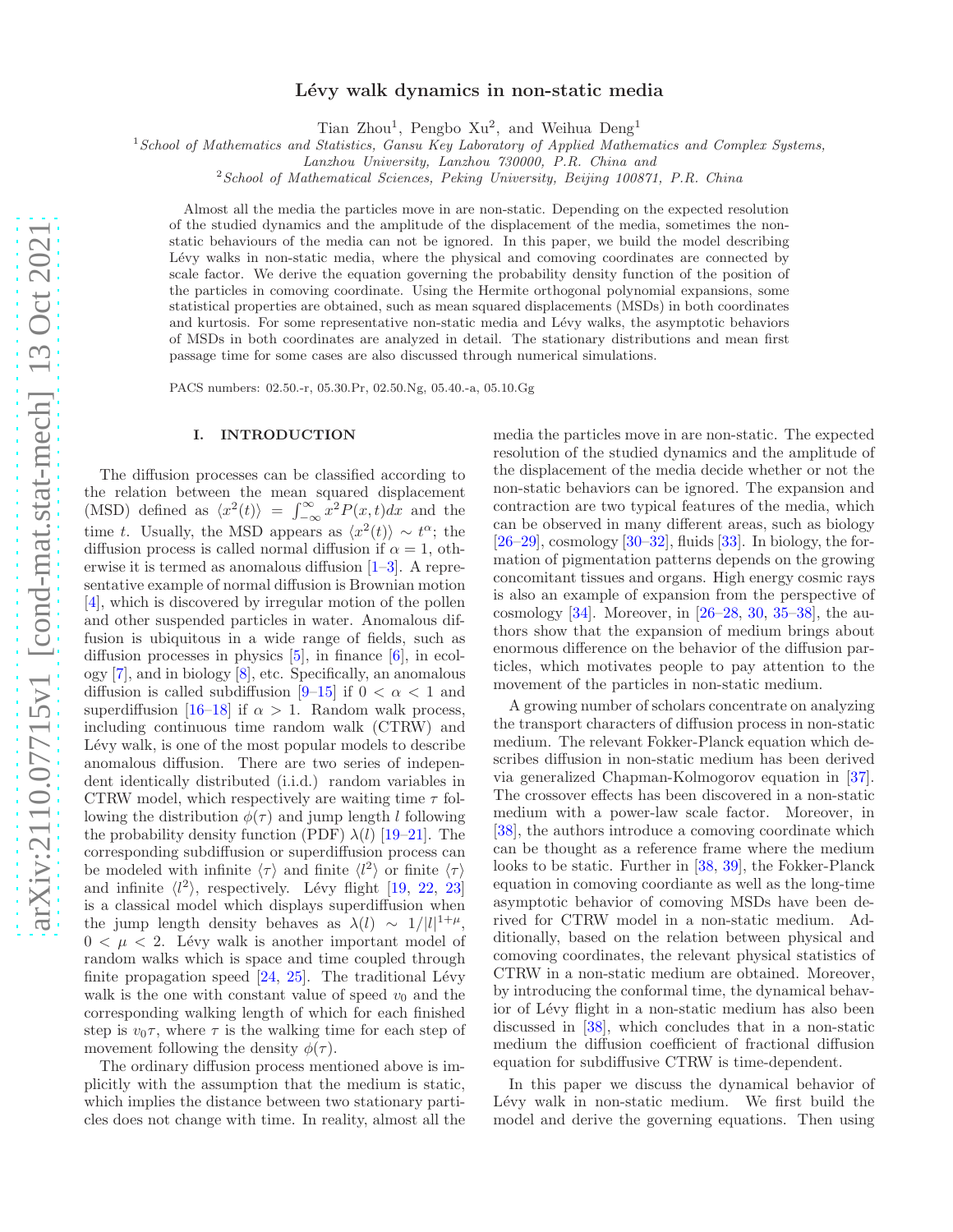# Lévy walk dynamics in non-static media

Tian Zhou[1], Pengbo Xu[2], and Weihua Deng[1]

[1]*School of Mathematics and Statistics, Gansu Key Laboratory of Applied Mathematics and Complex Systems, Lanzhou University, Lanzhou 730000, P.R. China and*
[2]*School of Mathematical Sciences, Peking University, Beijing 100871, P.R. China*

Almost all the media the particles move in are non-static. Depending on the expected resolution of the studied dynamics and the amplitude of the displacement of the media, sometimes the non-static behaviours of the media can not be ignored. In this paper, we build the model describing Lévy walks in non-static media, where the physical and comoving coordinates are connected by scale factor. We derive the equation governing the probability density function of the position of the particles in comoving coordinate. Using the Hermite orthogonal polynomial expansions, some statistical properties are obtained, such as mean squared displacements (MSDs) in both coordinates and kurtosis. For some representative non-static media and Lévy walks, the asymptotic behaviors of MSDs in both coordinates are analyzed in detail. The stationary distributions and mean first passage time for some cases are also discussed through numerical simulations.

PACS numbers: 02.50.-r, 05.30.Pr, 02.50.Ng, 05.40.-a, 05.10.Gg

## I. INTRODUCTION

The diffusion processes can be classified according to the relation between the mean squared displacement (MSD) defined as $\langle x^2(t)\rangle = \int_{-\infty}^{\infty} x^2 P(x,t)dx$ and the time $t$. Usually, the MSD appears as $\langle x^2(t)\rangle \sim t^{\alpha}$; the diffusion process is called normal diffusion if $\alpha = 1$, otherwise it is termed as anomalous diffusion [1–3]. A representative example of normal diffusion is Brownian motion [4], which is discovered by irregular motion of the pollen and other suspended particles in water. Anomalous diffusion is ubiquitous in a wide range of fields, such as diffusion processes in physics [5], in finance [6], in ecology [7], and in biology [8], etc. Specifically, an anomalous diffusion is called subdiffusion [9–15] if $0 < \alpha < 1$ and superdiffusion [16–18] if $\alpha > 1$. Random walk process, including continuous time random walk (CTRW) and Lévy walk, is one of the most popular models to describe anomalous diffusion. There are two series of independent identically distributed (i.i.d.) random variables in CTRW model, which respectively are waiting time $\tau$ following the distribution $\phi(\tau)$ and jump length $l$ following the probability density function (PDF) $\lambda(l)$ [19–21]. The corresponding subdiffusion or superdiffusion process can be modeled with infinite $\langle\tau\rangle$ and finite $\langle l^2\rangle$ or finite $\langle\tau\rangle$ and infinite $\langle l^2\rangle$, respectively. Lévy flight [19, 22, 23] is a classical model which displays superdiffusion when the jump length density behaves as $\lambda(l) \sim 1/|l|^{1+\mu}$, $0 < \mu < 2$. Lévy walk is another important model of random walks which is space and time coupled through finite propagation speed [24, 25]. The traditional Lévy walk is the one with constant value of speed $v_0$ and the corresponding walking length of which for each finished step is $v_0\tau$, where $\tau$ is the walking time for each step of movement following the density $\phi(\tau)$.

The ordinary diffusion process mentioned above is implicitly with the assumption that the medium is static, which implies the distance between two stationary particles does not change with time. In reality, almost all the media the particles move in are non-static. The expected resolution of the studied dynamics and the amplitude of the displacement of the media decide whether or not the non-static behaviors can be ignored. The expansion and contraction are two typical features of the media, which can be observed in many different areas, such as biology [26–29], cosmology [30–32], fluids [33]. In biology, the formation of pigmentation patterns depends on the growing concomitant tissues and organs. High energy cosmic rays is also an example of expansion from the perspective of cosmology [34]. Moreover, in [26–28, 30, 35–38], the authors show that the expansion of medium brings about enormous difference on the behavior of the diffusion particles, which motivates people to pay attention to the movement of the particles in non-static medium.

A growing number of scholars concentrate on analyzing the transport characters of diffusion process in non-static medium. The relevant Fokker-Planck equation which describes diffusion in non-static medium has been derived via generalized Chapman-Kolmogorov equation in [37]. The crossover effects has been discovered in a non-static medium with a power-law scale factor. Moreover, in [38], the authors introduce a comoving coordinate which can be thought as a reference frame where the medium looks to be static. Further in [38, 39], the Fokker-Planck equation in comoving coordiante as well as the long-time asymptotic behavior of comoving MSDs have been derived for CTRW model in a non-static medium. Additionally, based on the relation between physical and comoving coordinates, the relevant physical statistics of CTRW in a non-static medium are obtained. Moreover, by introducing the conformal time, the dynamical behavior of Lévy flight in a non-static medium has also been discussed in [38], which concludes that in a non-static medium the diffusion coefficient of fractional diffusion equation for subdiffusive CTRW is time-dependent.

In this paper we discuss the dynamical behavior of Lévy walk in non-static medium. We first build the model and derive the governing equations. Then using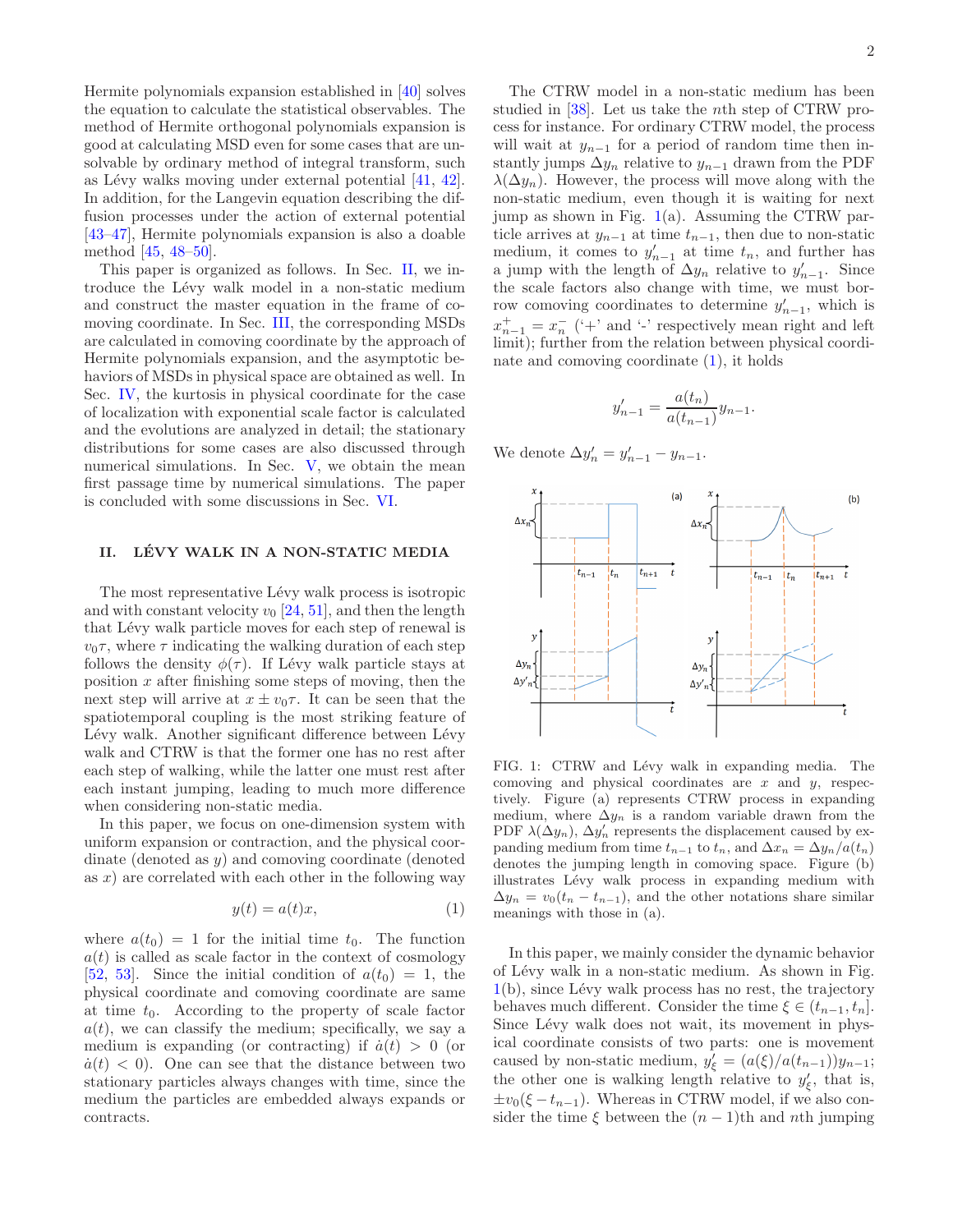Hermite polynomials expansion established in [40] solves the equation to calculate the statistical observables. The method of Hermite orthogonal polynomials expansion is good at calculating MSD even for some cases that are unsolvable by ordinary method of integral transform, such as Lévy walks moving under external potential [41, 42]. In addition, for the Langevin equation describing the diffusion processes under the action of external potential [43–47], Hermite polynomials expansion is also a doable method [45, 48–50].

This paper is organized as follows. In Sec. II, we introduce the Lévy walk model in a non-static medium and construct the master equation in the frame of comoving coordinate. In Sec. III, the corresponding MSDs are calculated in comoving coordinate by the approach of Hermite polynomials expansion, and the asymptotic behaviors of MSDs in physical space are obtained as well. In Sec. IV, the kurtosis in physical coordinate for the case of localization with exponential scale factor is calculated and the evolutions are analyzed in detail; the stationary distributions for some cases are also discussed through numerical simulations. In Sec. V, we obtain the mean first passage time by numerical simulations. The paper is concluded with some discussions in Sec. VI.

## II. LÉVY WALK IN A NON-STATIC MEDIA

The most representative Lévy walk process is isotropic and with constant velocity $v_0$ [24, 51], and then the length that Lévy walk particle moves for each step of renewal is $v_0\tau$, where $\tau$ indicating the walking duration of each step follows the density $\phi(\tau)$. If Lévy walk particle stays at position $x$ after finishing some steps of moving, then the next step will arrive at $x \pm v_0\tau$. It can be seen that the spatiotemporal coupling is the most striking feature of Lévy walk. Another significant difference between Lévy walk and CTRW is that the former one has no rest after each step of walking, while the latter one must rest after each instant jumping, leading to much more difference when considering non-static media.

In this paper, we focus on one-dimension system with uniform expansion or contraction, and the physical coordinate (denoted as $y$) and comoving coordinate (denoted as $x$) are correlated with each other in the following way

$$y(t) = a(t)x, \tag{1}$$

where $a(t_0) = 1$ for the initial time $t_0$. The function $a(t)$ is called as scale factor in the context of cosmology [52, 53]. Since the initial condition of $a(t_0) = 1$, the physical coordinate and comoving coordinate are same at time $t_0$. According to the property of scale factor $a(t)$, we can classify the medium; specifically, we say a medium is expanding (or contracting) if $\dot{a}(t) > 0$ (or $\dot{a}(t) < 0$). One can see that the distance between two stationary particles always changes with time, since the medium the particles are embedded always expands or contracts.

The CTRW model in a non-static medium has been studied in [38]. Let us take the $n$th step of CTRW process for instance. For ordinary CTRW model, the process will wait at $y_{n-1}$ for a period of random time then instantly jumps $\Delta y_n$ relative to $y_{n-1}$ drawn from the PDF $\lambda(\Delta y_n)$. However, the process will move along with the non-static medium, even though it is waiting for next jump as shown in Fig. 1(a). Assuming the CTRW particle arrives at $y_{n-1}$ at time $t_{n-1}$, then due to non-static medium, it comes to $y'_{n-1}$ at time $t_n$, and further has a jump with the length of $\Delta y_n$ relative to $y'_{n-1}$. Since the scale factors also change with time, we must borrow comoving coordinates to determine $y'_{n-1}$, which is $x^+_{n-1} = x^-_n$ ('+' and '-' respectively mean right and left limit); further from the relation between physical coordinate and comoving coordinate (1), it holds

$$y'_{n-1} = \frac{a(t_n)}{a(t_{n-1})} y_{n-1}.$$

We denote $\Delta y'_n = y'_{n-1} - y_{n-1}$.

FIG. 1: CTRW and Lévy walk in expanding media. The comoving and physical coordinates are $x$ and $y$, respectively. Figure (a) represents CTRW process in expanding medium, where $\Delta y_n$ is a random variable drawn from the PDF $\lambda(\Delta y_n)$, $\Delta y'_n$ represents the displacement caused by expanding medium from time $t_{n-1}$ to $t_n$, and $\Delta x_n = \Delta y_n / a(t_n)$ denotes the jumping length in comoving space. Figure (b) illustrates Lévy walk process in expanding medium with $\Delta y_n = v_0(t_n - t_{n-1})$, and the other notations share similar meanings with those in (a).

In this paper, we mainly consider the dynamic behavior of Lévy walk in a non-static medium. As shown in Fig. 1(b), since Lévy walk process has no rest, the trajectory behaves much different. Consider the time $\xi \in (t_{n-1}, t_n]$. Since Lévy walk does not wait, its movement in physical coordinate consists of two parts: one is movement caused by non-static medium, $y'_\xi = (a(\xi)/a(t_{n-1}))y_{n-1}$; the other one is walking length relative to $y'_\xi$, that is, $\pm v_0(\xi - t_{n-1})$. Whereas in CTRW model, if we also consider the time $\xi$ between the $(n-1)$th and $n$th jumping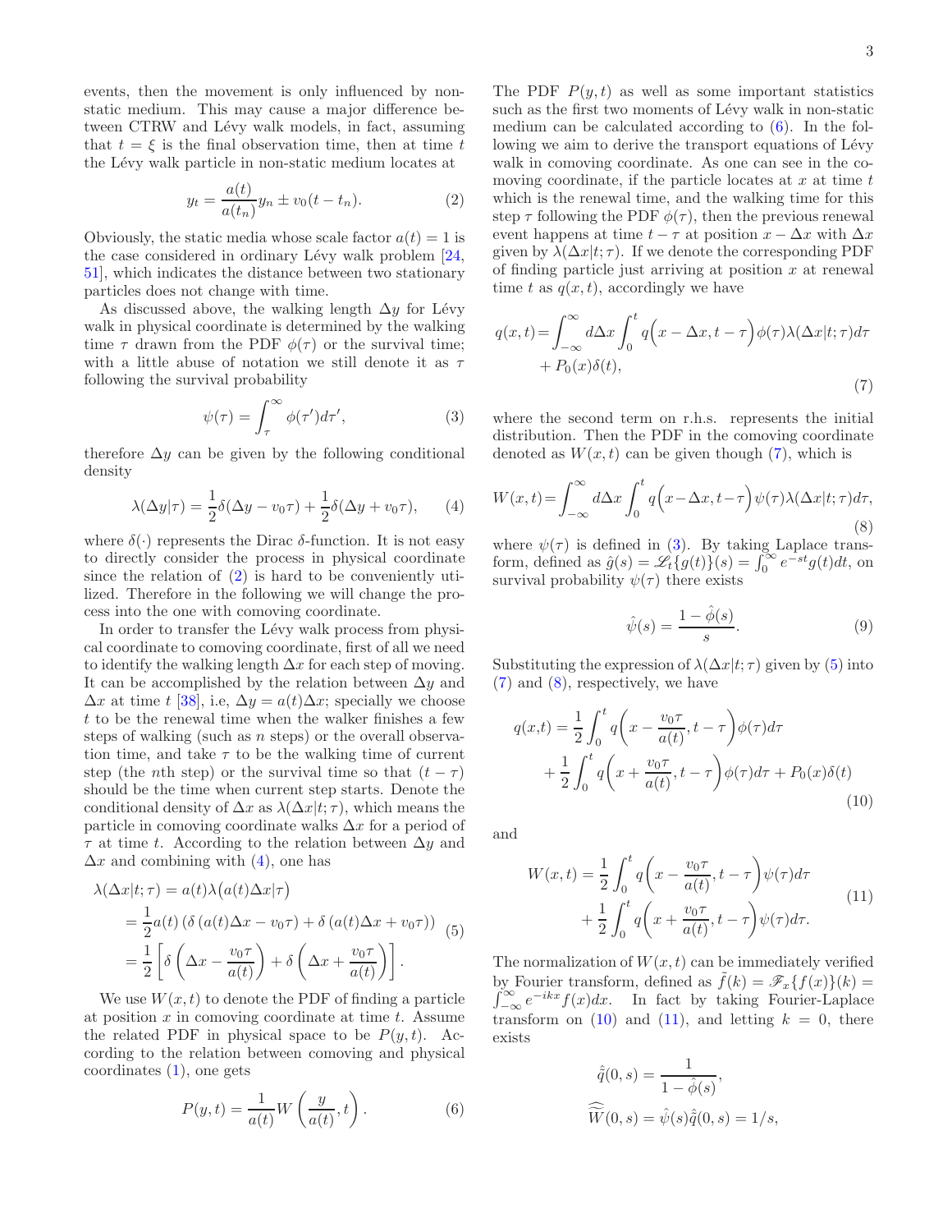events, then the movement is only influenced by non-static medium. This may cause a major difference between CTRW and Lévy walk models, in fact, assuming that $t = \xi$ is the final observation time, then at time $t$ the Lévy walk particle in non-static medium locates at

$$y_t = \frac{a(t)}{a(t_n)} y_n \pm v_0(t - t_n). \tag{2}$$

Obviously, the static media whose scale factor $a(t) = 1$ is the case considered in ordinary Lévy walk problem [24, 51], which indicates the distance between two stationary particles does not change with time.

As discussed above, the walking length $\Delta y$ for Lévy walk in physical coordinate is determined by the walking time $\tau$ drawn from the PDF $\phi(\tau)$ or the survival time; with a little abuse of notation we still denote it as $\tau$ following the survival probability

$$\psi(\tau) = \int_\tau^\infty \phi(\tau')d\tau', \tag{3}$$

therefore $\Delta y$ can be given by the following conditional density

$$\lambda(\Delta y|\tau) = \frac{1}{2}\delta(\Delta y - v_0\tau) + \frac{1}{2}\delta(\Delta y + v_0\tau), \tag{4}$$

where $\delta(\cdot)$ represents the Dirac $\delta$-function. It is not easy to directly consider the process in physical coordinate since the relation of (2) is hard to be conveniently utilized. Therefore in the following we will change the process into the one with comoving coordinate.

In order to transfer the Lévy walk process from physical coordinate to comoving coordinate, first of all we need to identify the walking length $\Delta x$ for each step of moving. It can be accomplished by the relation between $\Delta y$ and $\Delta x$ at time $t$ [38], i.e, $\Delta y = a(t)\Delta x$; specially we choose $t$ to be the renewal time when the walker finishes a few steps of walking (such as $n$ steps) or the overall observation time, and take $\tau$ to be the walking time of current step (the $n$th step) or the survival time so that $(t - \tau)$ should be the time when current step starts. Denote the conditional density of $\Delta x$ as $\lambda(\Delta x|t;\tau)$, which means the particle in comoving coordinate walks $\Delta x$ for a period of $\tau$ at time $t$. According to the relation between $\Delta y$ and $\Delta x$ and combining with (4), one has

$$\begin{aligned}\lambda(\Delta x|t;\tau) &= a(t)\lambda\big(a(t)\Delta x|\tau\big)\\ &= \frac{1}{2}a(t)\left(\delta\left(a(t)\Delta x - v_0\tau\right) + \delta\left(a(t)\Delta x + v_0\tau\right)\right)\\ &= \frac{1}{2}\left[\delta\left(\Delta x - \frac{v_0\tau}{a(t)}\right) + \delta\left(\Delta x + \frac{v_0\tau}{a(t)}\right)\right].\end{aligned} \tag{5}$$

We use $W(x,t)$ to denote the PDF of finding a particle at position $x$ in comoving coordinate at time $t$. Assume the related PDF in physical space to be $P(y,t)$. According to the relation between comoving and physical coordinates (1), one gets

$$P(y,t) = \frac{1}{a(t)} W\left(\frac{y}{a(t)}, t\right). \tag{6}$$

The PDF $P(y,t)$ as well as some important statistics such as the first two moments of Lévy walk in non-static medium can be calculated according to (6). In the following we aim to derive the transport equations of Lévy walk in comoving coordinate. As one can see in the comoving coordinate, if the particle locates at $x$ at time $t$ which is the renewal time, and the walking time for this step $\tau$ following the PDF $\phi(\tau)$, then the previous renewal event happens at time $t - \tau$ at position $x - \Delta x$ with $\Delta x$ given by $\lambda(\Delta x|t;\tau)$. If we denote the corresponding PDF of finding particle just arriving at position $x$ at renewal time $t$ as $q(x,t)$, accordingly we have

$$\begin{aligned}q(x,t) = &\int_{-\infty}^{\infty} d\Delta x \int_0^t q\Big(x - \Delta x, t - \tau\Big)\phi(\tau)\lambda(\Delta x|t;\tau)d\tau\\ &+ P_0(x)\delta(t),\end{aligned} \tag{7}$$

where the second term on r.h.s. represents the initial distribution. Then the PDF in the comoving coordinate denoted as $W(x,t)$ can be given though (7), which is

$$W(x,t) = \int_{-\infty}^{\infty} d\Delta x \int_0^t q\Big(x - \Delta x, t - \tau\Big)\psi(\tau)\lambda(\Delta x|t;\tau)d\tau, \tag{8}$$

where $\psi(\tau)$ is defined in (3). By taking Laplace transform, defined as $\hat{g}(s) = \mathscr{L}_t\{g(t)\}(s) = \int_0^\infty e^{-st}g(t)dt$, on survival probability $\psi(\tau)$ there exists

$$\hat{\psi}(s) = \frac{1 - \hat{\phi}(s)}{s}. \tag{9}$$

Substituting the expression of $\lambda(\Delta x|t;\tau)$ given by (5) into (7) and (8), respectively, we have

$$\begin{aligned}q(x,t) = &\frac{1}{2}\int_0^t q\left(x - \frac{v_0\tau}{a(t)}, t - \tau\right)\phi(\tau)d\tau\\ &+ \frac{1}{2}\int_0^t q\left(x + \frac{v_0\tau}{a(t)}, t - \tau\right)\phi(\tau)d\tau + P_0(x)\delta(t)\end{aligned} \tag{10}$$

and

$$\begin{aligned}W(x,t) = &\frac{1}{2}\int_0^t q\left(x - \frac{v_0\tau}{a(t)}, t - \tau\right)\psi(\tau)d\tau\\ &+ \frac{1}{2}\int_0^t q\left(x + \frac{v_0\tau}{a(t)}, t - \tau\right)\psi(\tau)d\tau.\end{aligned} \tag{11}$$

The normalization of $W(x,t)$ can be immediately verified by Fourier transform, defined as $\tilde{f}(k) = \mathscr{F}_x\{f(x)\}(k) = \int_{-\infty}^{\infty} e^{-ikx}f(x)dx$. In fact by taking Fourier-Laplace transform on (10) and (11), and letting $k = 0$, there exists

$$\hat{\tilde{q}}(0,s) = \frac{1}{1 - \hat{\phi}(s)},$$

$$\widehat{\widetilde{W}}(0,s) = \hat{\psi}(s)\hat{\tilde{q}}(0,s) = 1/s,$$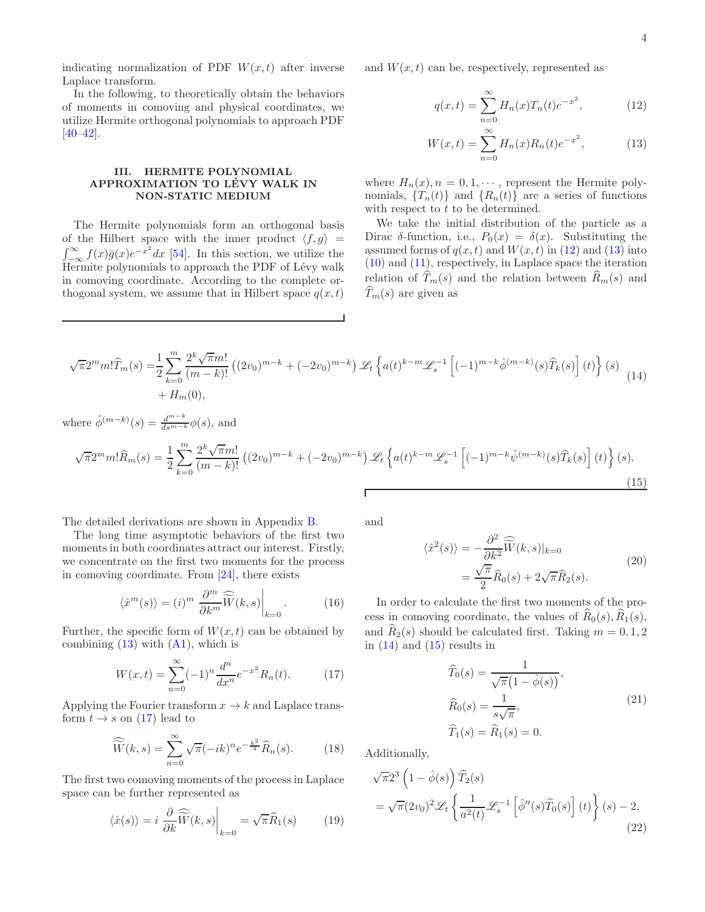indicating normalization of PDF $W(x,t)$ after inverse Laplace transform.

In the following, to theoretically obtain the behaviors of moments in comoving and physical coordinates, we utilize Hermite orthogonal polynomials to approach PDF [40–42].

## III. HERMITE POLYNOMIAL APPROXIMATION TO LÉVY WALK IN NON-STATIC MEDIUM

The Hermite polynomials form an orthogonal basis of the Hilbert space with the inner product $\langle f,g\rangle = \int_{-\infty}^{\infty} f(x)\bar{g}(x)e^{-x^2}dx$ [54]. In this section, we utilize the Hermite polynomials to approach the PDF of Lévy walk in comoving coordinate. According to the complete orthogonal system, we assume that in Hilbert space $q(x,t)$ and $W(x,t)$ can be, respectively, represented as

$$
q(x,t) = \sum_{n=0}^{\infty} H_n(x)T_n(t)e^{-x^2}, \tag{12}
$$

$$
W(x,t) = \sum_{n=0}^{\infty} H_n(x)R_n(t)e^{-x^2}, \tag{13}
$$

where $H_n(x), n = 0, 1, \cdots$, represent the Hermite polynomials, $\{T_n(t)\}$ and $\{R_n(t)\}$ are a series of functions with respect to $t$ to be determined.

We take the initial distribution of the particle as a Dirac $\delta$-function, i.e., $P_0(x) = \delta(x)$. Substituting the assumed forms of $q(x,t)$ and $W(x,t)$ in (12) and (13) into (10) and (11), respectively, in Laplace space the iteration relation of $\widehat{T}_m(s)$ and the relation between $\widehat{R}_m(s)$ and $\widehat{T}_m(s)$ are given as

$$
\begin{aligned}
\sqrt{\pi}2^m m!\widehat{T}_m(s) =& \frac{1}{2}\sum_{k=0}^{m}\frac{2^k\sqrt{\pi}m!}{(m-k)!}\left((2v_0)^{m-k}+(-2v_0)^{m-k}\right)\mathscr{L}_t\left\{a(t)^{k-m}\mathscr{L}_s^{-1}\left[(-1)^{m-k}\hat{\phi}^{(m-k)}(s)\widehat{T}_k(s)\right](t)\right\}(s)\\
&+H_m(0),
\end{aligned} \tag{14}
$$

where $\hat{\phi}^{(m-k)}(s) = \frac{d^{m-k}}{ds^{m-k}}\phi(s)$, and

$$
\sqrt{\pi}2^m m!\widehat{R}_m(s) = \frac{1}{2}\sum_{k=0}^{m}\frac{2^k\sqrt{\pi}m!}{(m-k)!}\left((2v_0)^{m-k}+(-2v_0)^{m-k}\right)\mathscr{L}_t\left\{a(t)^{k-m}\mathscr{L}_s^{-1}\left[(-1)^{m-k}\hat{\psi}^{(m-k)}(s)\widehat{T}_k(s)\right](t)\right\}(s). \tag{15}
$$

The detailed derivations are shown in Appendix B.

The long time asymptotic behaviors of the first two moments in both coordinates attract our interest. Firstly, we concentrate on the first two moments for the process in comoving coordinate. From [24], there exists

$$
\langle \hat{x}^m(s)\rangle = (i)^m\left.\frac{\partial^m}{\partial k^m}\widehat{\widetilde{W}}(k,s)\right|_{k=0}. \tag{16}
$$

Further, the specific form of $W(x,t)$ can be obtained by combining (13) with (A1), which is

$$
W(x,t) = \sum_{n=0}^{\infty}(-1)^n\frac{d^n}{dx^n}e^{-x^2}R_n(t). \tag{17}
$$

Applying the Fourier transform $x \to k$ and Laplace transform $t \to s$ on (17) lead to

$$
\widehat{\widetilde{W}}(k,s) = \sum_{n=0}^{\infty}\sqrt{\pi}(-ik)^n e^{-\frac{k^2}{4}}\widehat{R}_n(s). \tag{18}
$$

The first two comoving moments of the process in Laplace space can be further represented as

$$
\langle \hat{x}(s)\rangle = i\left.\frac{\partial}{\partial k}\widehat{\widetilde{W}}(k,s)\right|_{k=0} = \sqrt{\pi}\widehat{R}_1(s) \tag{19}
$$

and

$$
\begin{aligned}
\langle \hat{x}^2(s)\rangle &= -\frac{\partial^2}{\partial k^2}\widehat{\widetilde{W}}(k,s)|_{k=0}\\
&= \frac{\sqrt{\pi}}{2}\widehat{R}_0(s) + 2\sqrt{\pi}\widehat{R}_2(s).
\end{aligned} \tag{20}
$$

In order to calculate the first two moments of the process in comoving coordinate, the values of $\widehat{R}_0(s), \widehat{R}_1(s)$, and $\widehat{R}_2(s)$ should be calculated first. Taking $m = 0, 1, 2$ in (14) and (15) results in

$$
\begin{aligned}
\widehat{T}_0(s) &= \frac{1}{\sqrt{\pi}\big(1-\hat{\phi}(s)\big)},\\
\widehat{R}_0(s) &= \frac{1}{s\sqrt{\pi}},\\
\widehat{T}_1(s) &= \widehat{R}_1(s) = 0.
\end{aligned} \tag{21}
$$

Additionally,

$$
\begin{aligned}
&\sqrt{\pi}2^3\left(1-\hat{\phi}(s)\right)\widehat{T}_2(s)\\
&= \sqrt{\pi}(2v_0)^2\mathscr{L}_t\left\{\frac{1}{a^2(t)}\mathscr{L}_s^{-1}\left[\hat{\phi}''(s)\widehat{T}_0(s)\right](t)\right\}(s) - 2,
\end{aligned} \tag{22}
$$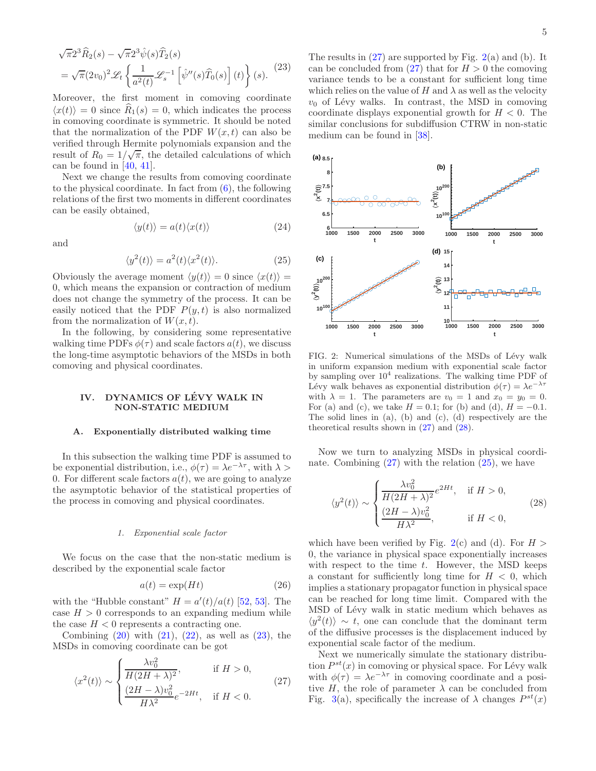$$
\begin{aligned}
&\sqrt{\pi}2^3\widehat{R}_2(s)-\sqrt{\pi}2^3\hat{\psi}(s)\widehat{T}_2(s)\\
&=\sqrt{\pi}(2v_0)^2\mathscr{L}_t\left\{\frac{1}{a^2(t)}\mathscr{L}_s^{-1}\left[\hat{\psi}''(s)\widehat{T}_0(s)\right](t)\right\}(s).
\end{aligned}
\tag{23}
$$

Moreover, the first moment in comoving coordinate $\langle x(t)\rangle = 0$ since $\widehat{R}_1(s) = 0$, which indicates the process in comoving coordinate is symmetric. It should be noted that the normalization of the PDF $W(x,t)$ can also be verified through Hermite polynomials expansion and the result of $R_0 = 1/\sqrt{\pi}$, the detailed calculations of which can be found in [40, 41].

Next we change the results from comoving coordinate to the physical coordinate. In fact from (6), the following relations of the first two moments in different coordinates can be easily obtained,

$$
\langle y(t)\rangle = a(t)\langle x(t)\rangle \tag{24}
$$

and

$$
\langle y^2(t)\rangle = a^2(t)\langle x^2(t)\rangle. \tag{25}
$$

Obviously the average moment $\langle y(t)\rangle = 0$ since $\langle x(t)\rangle = 0$, which means the expansion or contraction of medium does not change the symmetry of the process. It can be easily noticed that the PDF $P(y,t)$ is also normalized from the normalization of $W(x,t)$.

In the following, by considering some representative walking time PDFs $\phi(\tau)$ and scale factors $a(t)$, we discuss the long-time asymptotic behaviors of the MSDs in both comoving and physical coordinates.

## IV. DYNAMICS OF LÉVY WALK IN NON-STATIC MEDIUM

### A. Exponentially distributed walking time

In this subsection the walking time PDF is assumed to be exponential distribution, i.e., $\phi(\tau) = \lambda e^{-\lambda\tau}$, with $\lambda > 0$. For different scale factors $a(t)$, we are going to analyze the asymptotic behavior of the statistical properties of the process in comoving and physical coordinates.

#### 1. *Exponential scale factor*

We focus on the case that the non-static medium is described by the exponential scale factor

$$
a(t) = \exp(Ht) \tag{26}
$$

with the "Hubble constant" $H = a'(t)/a(t)$ [52, 53]. The case $H > 0$ corresponds to an expanding medium while the case $H < 0$ represents a contracting one.

Combining (20) with (21), (22), as well as (23), the MSDs in comoving coordinate can be got

$$
\langle x^2(t)\rangle \sim \begin{cases} \dfrac{\lambda v_0^2}{H(2H+\lambda)^2}, & \text{if } H > 0,\\[2ex] \dfrac{(2H-\lambda)v_0^2}{H\lambda^2}e^{-2Ht}, & \text{if } H < 0. \end{cases} \tag{27}
$$

The results in (27) are supported by Fig. 2(a) and (b). It can be concluded from (27) that for $H > 0$ the comoving variance tends to be a constant for sufficient long time which relies on the value of $H$ and $\lambda$ as well as the velocity $v_0$ of Lévy walks. In contrast, the MSD in comoving coordinate displays exponential growth for $H < 0$. The similar conclusions for subdiffusion CTRW in non-static medium can be found in [38].

FIG. 2: Numerical simulations of the MSDs of Lévy walk in uniform expansion medium with exponential scale factor by sampling over $10^4$ realizations. The walking time PDF of Lévy walk behaves as exponential distribution $\phi(\tau) = \lambda e^{-\lambda\tau}$ with $\lambda = 1$. The parameters are $v_0 = 1$ and $x_0 = y_0 = 0$. For (a) and (c), we take $H = 0.1$; for (b) and (d), $H = -0.1$. The solid lines in (a), (b) and (c), (d) respectively are the theoretical results shown in (27) and (28).

Now we turn to analyzing MSDs in physical coordinate. Combining (27) with the relation (25), we have

$$
\langle y^2(t)\rangle \sim \begin{cases} \dfrac{\lambda v_0^2}{H(2H+\lambda)^2}e^{2Ht}, & \text{if } H > 0,\\[2ex] \dfrac{(2H-\lambda)v_0^2}{H\lambda^2}, & \text{if } H < 0, \end{cases} \tag{28}
$$

which have been verified by Fig. 2(c) and (d). For $H > 0$, the variance in physical space exponentially increases with respect to the time $t$. However, the MSD keeps a constant for sufficiently long time for $H < 0$, which implies a stationary propagator function in physical space can be reached for long time limit. Compared with the MSD of Lévy walk in static medium which behaves as $\langle y^2(t)\rangle \sim t$, one can conclude that the dominant term of the diffusive processes is the displacement induced by exponential scale factor of the medium.

Next we numerically simulate the stationary distribution $P^{st}(x)$ in comoving or physical space. For Lévy walk with $\phi(\tau) = \lambda e^{-\lambda\tau}$ in comoving coordinate and a positive $H$, the role of parameter $\lambda$ can be concluded from Fig. 3(a), specifically the increase of $\lambda$ changes $P^{st}(x)$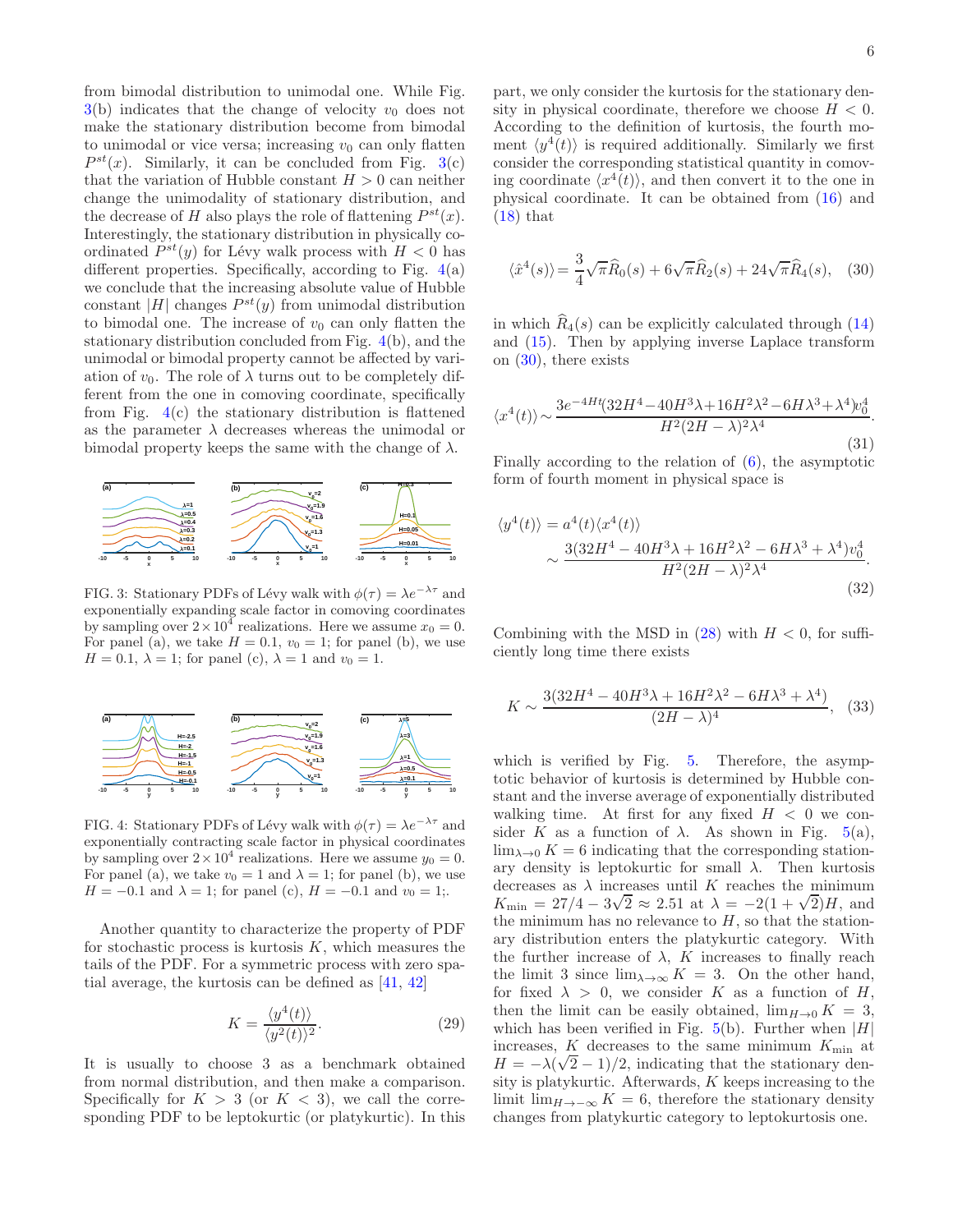from bimodal distribution to unimodal one. While Fig. 3(b) indicates that the change of velocity $v_0$ does not make the stationary distribution become from bimodal to unimodal or vice versa; increasing $v_0$ can only flatten $P^{st}(x)$. Similarly, it can be concluded from Fig. 3(c) that the variation of Hubble constant $H > 0$ can neither change the unimodality of stationary distribution, and the decrease of $H$ also plays the role of flattening $P^{st}(x)$. Interestingly, the stationary distribution in physically coordinated $P^{st}(y)$ for Lévy walk process with $H < 0$ has different properties. Specifically, according to Fig. 4(a) we conclude that the increasing absolute value of Hubble constant $|H|$ changes $P^{st}(y)$ from unimodal distribution to bimodal one. The increase of $v_0$ can only flatten the stationary distribution concluded from Fig. 4(b), and the unimodal or bimodal property cannot be affected by variation of $v_0$. The role of $\lambda$ turns out to be completely different from the one in comoving coordinate, specifically from Fig. 4(c) the stationary distribution is flattened as the parameter $\lambda$ decreases whereas the unimodal or bimodal property keeps the same with the change of $\lambda$.

FIG. 3: Stationary PDFs of Lévy walk with $\phi(\tau) = \lambda e^{-\lambda\tau}$ and exponentially expanding scale factor in comoving coordinates by sampling over $2\times 10^4$ realizations. Here we assume $x_0 = 0$. For panel (a), we take $H = 0.1$, $v_0 = 1$; for panel (b), we use $H = 0.1$, $\lambda = 1$; for panel (c), $\lambda = 1$ and $v_0 = 1$.

FIG. 4: Stationary PDFs of Lévy walk with $\phi(\tau) = \lambda e^{-\lambda\tau}$ and exponentially contracting scale factor in physical coordinates by sampling over $2\times 10^4$ realizations. Here we assume $y_0 = 0$. For panel (a), we take $v_0 = 1$ and $\lambda = 1$; for panel (b), we use $H = -0.1$ and $\lambda = 1$; for panel (c), $H = -0.1$ and $v_0 = 1$;.

Another quantity to characterize the property of PDF for stochastic process is kurtosis $K$, which measures the tails of the PDF. For a symmetric process with zero spatial average, the kurtosis can be defined as [41, 42]

$$K = \frac{\langle y^4(t)\rangle}{\langle y^2(t)\rangle^2}. \tag{29}$$

It is usually to choose 3 as a benchmark obtained from normal distribution, and then make a comparison. Specifically for $K > 3$ (or $K < 3$), we call the corresponding PDF to be leptokurtic (or platykurtic). In this part, we only consider the kurtosis for the stationary density in physical coordinate, therefore we choose $H < 0$. According to the definition of kurtosis, the fourth moment $\langle y^4(t)\rangle$ is required additionally. Similarly we first consider the corresponding statistical quantity in comoving coordinate $\langle x^4(t)\rangle$, and then convert it to the one in physical coordinate. It can be obtained from (16) and (18) that

$$\langle \hat{x}^4(s)\rangle = \frac{3}{4}\sqrt{\pi}\widehat{R}_0(s) + 6\sqrt{\pi}\widehat{R}_2(s) + 24\sqrt{\pi}\widehat{R}_4(s), \tag{30}$$

in which $\widehat{R}_4(s)$ can be explicitly calculated through (14) and (15). Then by applying inverse Laplace transform on (30), there exists

$$\langle x^4(t)\rangle \sim \frac{3e^{-4Ht}(32H^4 - 40H^3\lambda + 16H^2\lambda^2 - 6H\lambda^3 + \lambda^4)v_0^4}{H^2(2H-\lambda)^2\lambda^4}. \tag{31}$$

Finally according to the relation of (6), the asymptotic form of fourth moment in physical space is

$$\begin{aligned}\langle y^4(t)\rangle &= a^4(t)\langle x^4(t)\rangle \\ &\sim \frac{3(32H^4 - 40H^3\lambda + 16H^2\lambda^2 - 6H\lambda^3 + \lambda^4)v_0^4}{H^2(2H-\lambda)^2\lambda^4}.\end{aligned} \tag{32}$$

Combining with the MSD in (28) with $H < 0$, for sufficiently long time there exists

$$K \sim \frac{3(32H^4 - 40H^3\lambda + 16H^2\lambda^2 - 6H\lambda^3 + \lambda^4)}{(2H-\lambda)^4}, \tag{33}$$

which is verified by Fig. 5. Therefore, the asymptotic behavior of kurtosis is determined by Hubble constant and the inverse average of exponentially distributed walking time. At first for any fixed $H < 0$ we consider $K$ as a function of $\lambda$. As shown in Fig. 5(a), $\lim_{\lambda\to 0} K = 6$ indicating that the corresponding stationary density is leptokurtic for small $\lambda$. Then kurtosis decreases as $\lambda$ increases until $K$ reaches the minimum $K_{\min} = 27/4 - 3\sqrt{2} \approx 2.51$ at $\lambda = -2(1+\sqrt{2})H$, and the minimum has no relevance to $H$, so that the stationary distribution enters the platykurtic category. With the further increase of $\lambda$, $K$ increases to finally reach the limit 3 since $\lim_{\lambda\to\infty} K = 3$. On the other hand, for fixed $\lambda > 0$, we consider $K$ as a function of $H$, then the limit can be easily obtained, $\lim_{H\to 0} K = 3$, which has been verified in Fig. 5(b). Further when $|H|$ increases, $K$ decreases to the same minimum $K_{\min}$ at $H = -\lambda(\sqrt{2}-1)/2$, indicating that the stationary density is platykurtic. Afterwards, $K$ keeps increasing to the limit $\lim_{H\to-\infty} K = 6$, therefore the stationary density changes from platykurtic category to leptokurtosis one.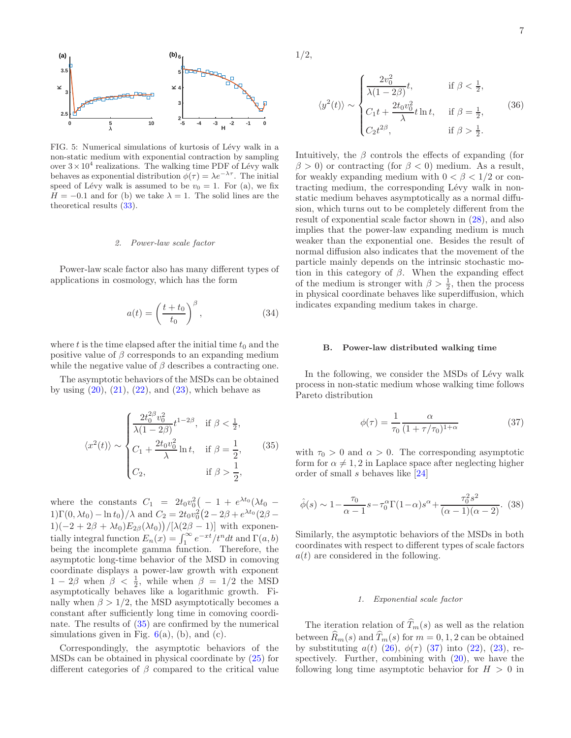FIG. 5: Numerical simulations of kurtosis of Lévy walk in a non-static medium with exponential contraction by sampling over $3\times10^4$ realizations. The walking time PDF of Lévy walk behaves as exponential distribution $\phi(\tau)=\lambda e^{-\lambda\tau}$. The initial speed of Lévy walk is assumed to be $v_0=1$. For (a), we fix $H=-0.1$ and for (b) we take $\lambda=1$. The solid lines are the theoretical results (33).

### 2. Power-law scale factor

Power-law scale factor also has many different types of applications in cosmology, which has the form

$$a(t)=\left(\frac{t+t_0}{t_0}\right)^{\beta}, \tag{34}$$

where $t$ is the time elapsed after the initial time $t_0$ and the positive value of $\beta$ corresponds to an expanding medium while the negative value of $\beta$ describes a contracting one.

The asymptotic behaviors of the MSDs can be obtained by using (20), (21), (22), and (23), which behave as

$$\langle x^2(t)\rangle \sim \begin{cases} \dfrac{2t_0^{2\beta}v_0^2}{\lambda(1-2\beta)}t^{1-2\beta}, & \text{if } \beta<\frac{1}{2}, \\ C_1+\dfrac{2t_0v_0^2}{\lambda}\ln t, & \text{if } \beta=\dfrac{1}{2}, \\ C_2, & \text{if } \beta>\dfrac{1}{2}, \end{cases} \tag{35}$$

where the constants $C_1=2t_0v_0^2\big(-1+e^{\lambda t_0}(\lambda t_0-1)\Gamma(0,\lambda t_0)-\ln t_0\big)/\lambda$ and $C_2=2t_0v_0^2\big(2-2\beta+e^{\lambda t_0}(2\beta-1)(-2+2\beta+\lambda t_0)E_{2\beta}(\lambda t_0)\big)/[\lambda(2\beta-1)]$ with exponentially integral function $E_n(x)=\int_1^\infty e^{-xt}/t^n dt$ and $\Gamma(a,b)$ being the incomplete gamma function. Therefore, the asymptotic long-time behavior of the MSD in comoving coordinate displays a power-law growth with exponent $1-2\beta$ when $\beta<\frac{1}{2}$, while when $\beta=1/2$ the MSD asymptotically behaves like a logarithmic growth. Finally when $\beta>1/2$, the MSD asymptotically becomes a constant after sufficiently long time in comoving coordinate. The results of (35) are confirmed by the numerical simulations given in Fig. 6(a), (b), and (c).

Correspondingly, the asymptotic behaviors of the MSDs can be obtained in physical coordinate by (25) for different categories of $\beta$ compared to the critical value $1/2$,

$$\langle y^2(t)\rangle \sim \begin{cases} \dfrac{2v_0^2}{\lambda(1-2\beta)}t, & \text{if } \beta<\frac{1}{2}, \\ C_1t+\dfrac{2t_0v_0^2}{\lambda}t\ln t, & \text{if } \beta=\frac{1}{2}, \\ C_2t^{2\beta}, & \text{if } \beta>\frac{1}{2}. \end{cases} \tag{36}$$

Intuitively, the $\beta$ controls the effects of expanding (for $\beta>0$) or contracting (for $\beta<0$) medium. As a result, for weakly expanding medium with $0<\beta<1/2$ or contracting medium, the corresponding Lévy walk in non-static medium behaves asymptotically as a normal diffusion, which turns out to be completely different from the result of exponential scale factor shown in (28), and also implies that the power-law expanding medium is much weaker than the exponential one. Besides the result of normal diffusion also indicates that the movement of the particle mainly depends on the intrinsic stochastic motion in this category of $\beta$. When the expanding effect of the medium is stronger with $\beta>\frac{1}{2}$, then the process in physical coordinate behaves like superdiffusion, which indicates expanding medium takes in charge.

## B. Power-law distributed walking time

In the following, we consider the MSDs of Lévy walk process in non-static medium whose walking time follows Pareto distribution

$$\phi(\tau)=\frac{1}{\tau_0}\frac{\alpha}{(1+\tau/\tau_0)^{1+\alpha}} \tag{37}$$

with $\tau_0>0$ and $\alpha>0$. The corresponding asymptotic form for $\alpha\neq1,2$ in Laplace space after neglecting higher order of small $s$ behaves like [24]

$$\hat{\phi}(s)\sim 1-\frac{\tau_0}{\alpha-1}s-\tau_0^{\alpha}\Gamma(1-\alpha)s^{\alpha}+\frac{\tau_0^2s^2}{(\alpha-1)(\alpha-2)}. \tag{38}$$

Similarly, the asymptotic behaviors of the MSDs in both coordinates with respect to different types of scale factors $a(t)$ are considered in the following.

### 1. Exponential scale factor

The iteration relation of $\widehat{T}_m(s)$ as well as the relation between $\widehat{R}_m(s)$ and $\widehat{T}_m(s)$ for $m=0,1,2$ can be obtained by substituting $a(t)$ (26), $\phi(\tau)$ (37) into (22), (23), respectively. Further, combining with (20), we have the following long time asymptotic behavior for $H>0$ in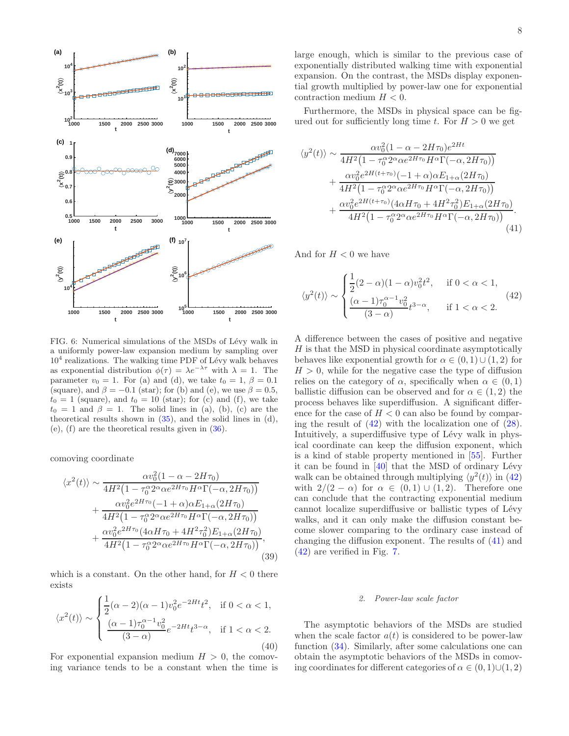FIG. 6: Numerical simulations of the MSDs of Lévy walk in a uniformly power-law expansion medium by sampling over $10^4$ realizations. The walking time PDF of Lévy walk behaves as exponential distribution $\phi(\tau) = \lambda e^{-\lambda\tau}$ with $\lambda = 1$. The parameter $v_0 = 1$. For (a) and (d), we take $t_0 = 1$, $\beta = 0.1$ (square), and $\beta = -0.1$ (star); for (b) and (e), we use $\beta = 0.5$, $t_0 = 1$ (square), and $t_0 = 10$ (star); for (c) and (f), we take $t_0 = 1$ and $\beta = 1$. The solid lines in (a), (b), (c) are the theoretical results shown in (35), and the solid lines in (d), (e), (f) are the theoretical results given in (36).

comoving coordinate

$$
\begin{aligned}
\langle x^2(t)\rangle \sim\ & \frac{\alpha v_0^2(1-\alpha-2H\tau_0)}{4H^2\big(1-\tau_0^\alpha 2^\alpha \alpha e^{2H\tau_0}H^\alpha\Gamma(-\alpha,2H\tau_0)\big)} \\
&+ \frac{\alpha v_0^2 e^{2H\tau_0}(-1+\alpha)\alpha E_{1+\alpha}(2H\tau_0)}{4H^2\big(1-\tau_0^\alpha 2^\alpha \alpha e^{2H\tau_0}H^\alpha\Gamma(-\alpha,2H\tau_0)\big)} \\
&+ \frac{\alpha v_0^2 e^{2H\tau_0}(4\alpha H\tau_0+4H^2\tau_0^2)E_{1+\alpha}(2H\tau_0)}{4H^2\big(1-\tau_0^\alpha 2^\alpha \alpha e^{2H\tau_0}H^\alpha\Gamma(-\alpha,2H\tau_0)\big)},
\end{aligned}
\tag{39}
$$

which is a constant. On the other hand, for $H < 0$ there exists

$$
\langle x^2(t)\rangle \sim \begin{cases} \dfrac{1}{2}(\alpha-2)(\alpha-1)v_0^2 e^{-2Ht}t^2, & \text{if } 0<\alpha<1, \\[2mm] \dfrac{(\alpha-1)\tau_0^{\alpha-1}v_0^2}{(3-\alpha)}e^{-2Ht}t^{3-\alpha}, & \text{if } 1<\alpha<2. \end{cases}
\tag{40}
$$

For exponential expansion medium $H > 0$, the comoving variance tends to be a constant when the time is large enough, which is similar to the previous case of exponentially distributed walking time with exponential expansion. On the contrast, the MSDs display exponential growth multiplied by power-law one for exponential contraction medium $H < 0$.

Furthermore, the MSDs in physical space can be figured out for sufficiently long time $t$. For $H > 0$ we get

$$
\begin{aligned}
\langle y^2(t)\rangle \sim\ & \frac{\alpha v_0^2(1-\alpha-2H\tau_0)e^{2Ht}}{4H^2\big(1-\tau_0^\alpha 2^\alpha \alpha e^{2H\tau_0}H^\alpha\Gamma(-\alpha,2H\tau_0)\big)} \\
&+ \frac{\alpha v_0^2 e^{2H(t+\tau_0)}(-1+\alpha)\alpha E_{1+\alpha}(2H\tau_0)}{4H^2\big(1-\tau_0^\alpha 2^\alpha \alpha e^{2H\tau_0}H^\alpha\Gamma(-\alpha,2H\tau_0)\big)} \\
&+ \frac{\alpha v_0^2 e^{2H(t+\tau_0)}(4\alpha H\tau_0+4H^2\tau_0^2)E_{1+\alpha}(2H\tau_0)}{4H^2\big(1-\tau_0^\alpha 2^\alpha \alpha e^{2H\tau_0}H^\alpha\Gamma(-\alpha,2H\tau_0)\big)}.
\end{aligned}
\tag{41}
$$

And for $H < 0$ we have

$$
\langle y^2(t)\rangle \sim \begin{cases} \dfrac{1}{2}(2-\alpha)(1-\alpha)v_0^2 t^2, & \text{if } 0<\alpha<1, \\[2mm] \dfrac{(\alpha-1)\tau_0^{\alpha-1}v_0^2}{(3-\alpha)}t^{3-\alpha}, & \text{if } 1<\alpha<2. \end{cases}
\tag{42}
$$

A difference between the cases of positive and negative $H$ is that the MSD in physical coordinate asymptotically behaves like exponential growth for $\alpha \in (0,1)\cup(1,2)$ for $H > 0$, while for the negative case the type of diffusion relies on the category of $\alpha$, specifically when $\alpha \in (0,1)$ ballistic diffusion can be observed and for $\alpha \in (1,2)$ the process behaves like superdiffusion. A significant difference for the case of $H < 0$ can also be found by comparing the result of (42) with the localization one of (28). Intuitively, a superdiffusive type of Lévy walk in physical coordinate can keep the diffusion exponent, which is a kind of stable property mentioned in [55]. Further it can be found in [40] that the MSD of ordinary Lévy walk can be obtained through multiplying $\langle y^2(t)\rangle$ in (42) with $2/(2-\alpha)$ for $\alpha \in (0,1)\cup(1,2)$. Therefore one can conclude that the contracting exponential medium cannot localize superdiffusive or ballistic types of Lévy walks, and it can only make the diffusion constant become slower comparing to the ordinary case instead of changing the diffusion exponent. The results of (41) and (42) are verified in Fig. 7.

### 2. *Power-law scale factor*

The asymptotic behaviors of the MSDs are studied when the scale factor $a(t)$ is considered to be power-law function (34). Similarly, after some calculations one can obtain the asymptotic behaviors of the MSDs in comoving coordinates for different categories of $\alpha \in (0,1)\cup(1,2)$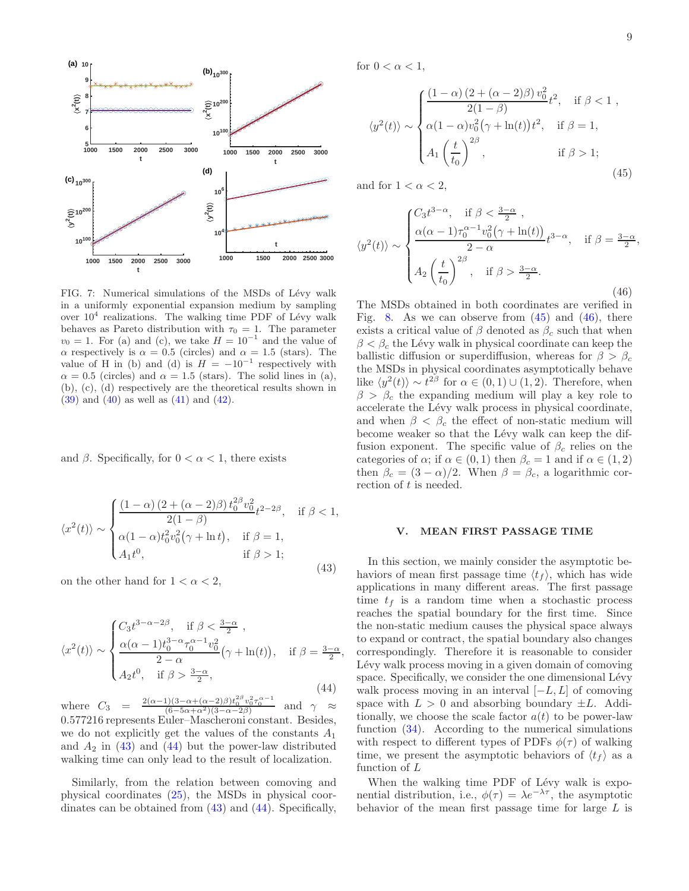FIG. 7: Numerical simulations of the MSDs of Lévy walk in a uniformly exponential expansion medium by sampling over $10^4$ realizations. The walking time PDF of Lévy walk behaves as Pareto distribution with $\tau_0 = 1$. The parameter $v_0 = 1$. For (a) and (c), we take $H = 10^{-1}$ and the value of $\alpha$ respectively is $\alpha = 0.5$ (circles) and $\alpha = 1.5$ (stars). The value of H in (b) and (d) is $H = -10^{-1}$ respectively with $\alpha = 0.5$ (circles) and $\alpha = 1.5$ (stars). The solid lines in (a), (b), (c), (d) respectively are the theoretical results shown in (39) and (40) as well as (41) and (42).

and $\beta$. Specifically, for $0 < \alpha < 1$, there exists

$$\langle x^2(t)\rangle \sim \begin{cases} \dfrac{(1-\alpha)\left(2+(\alpha-2)\beta\right)t_0^{2\beta}v_0^2}{2(1-\beta)}t^{2-2\beta}, & \text{if } \beta<1, \\ \alpha(1-\alpha)t_0^2v_0^2\big(\gamma+\ln t\big), & \text{if } \beta=1, \\ A_1t^0, & \text{if } \beta>1; \end{cases} \tag{43}$$

on the other hand for $1 < \alpha < 2$,

$$\langle x^2(t)\rangle \sim \begin{cases} C_3t^{3-\alpha-2\beta}, & \text{if } \beta<\frac{3-\alpha}{2}, \\ \dfrac{\alpha(\alpha-1)t_0^{3-\alpha}\tau_0^{\alpha-1}v_0^2}{2-\alpha}\big(\gamma+\ln(t)\big), & \text{if } \beta=\frac{3-\alpha}{2}, \\ A_2t^0, & \text{if } \beta>\frac{3-\alpha}{2}, \end{cases} \tag{44}$$

where $C_3 = \frac{2(\alpha-1)(3-\alpha+(\alpha-2)\beta)t_0^{2\beta}v_0^2\tau_0^{\alpha-1}}{(6-5\alpha+\alpha^2)(3-\alpha-2\beta)}$ and $\gamma \approx 0.577216$ represents Euler–Mascheroni constant. Besides, we do not explicitly get the values of the constants $A_1$ and $A_2$ in (43) and (44) but the power-law distributed walking time can only lead to the result of localization.

Similarly, from the relation between comoving and physical coordinates (25), the MSDs in physical coordinates can be obtained from (43) and (44). Specifically, for $0 < \alpha < 1$,

$$\langle y^2(t)\rangle \sim \begin{cases} \dfrac{(1-\alpha)\left(2+(\alpha-2)\beta\right)v_0^2}{2(1-\beta)}t^2, & \text{if } \beta<1, \\ \alpha(1-\alpha)v_0^2\big(\gamma+\ln(t)\big)t^2, & \text{if } \beta=1, \\ A_1\left(\dfrac{t}{t_0}\right)^{2\beta}, & \text{if } \beta>1; \end{cases} \tag{45}$$

and for $1 < \alpha < 2$,

$$\langle y^2(t)\rangle \sim \begin{cases} C_3t^{3-\alpha}, & \text{if } \beta<\frac{3-\alpha}{2}, \\ \dfrac{\alpha(\alpha-1)\tau_0^{\alpha-1}v_0^2\big(\gamma+\ln(t)\big)}{2-\alpha}t^{3-\alpha}, & \text{if } \beta=\frac{3-\alpha}{2}, \\ A_2\left(\dfrac{t}{t_0}\right)^{2\beta}, & \text{if } \beta>\frac{3-\alpha}{2}. \end{cases} \tag{46}$$

The MSDs obtained in both coordinates are verified in Fig. 8. As we can observe from (45) and (46), there exists a critical value of $\beta$ denoted as $\beta_c$ such that when $\beta < \beta_c$ the Lévy walk in physical coordinate can keep the ballistic diffusion or superdiffusion, whereas for $\beta > \beta_c$ the MSDs in physical coordinates asymptotically behave like $\langle y^2(t)\rangle \sim t^{2\beta}$ for $\alpha \in (0,1) \cup (1,2)$. Therefore, when $\beta > \beta_c$ the expanding medium will play a key role to accelerate the Lévy walk process in physical coordinate, and when $\beta < \beta_c$ the effect of non-static medium will become weaker so that the Lévy walk can keep the diffusion exponent. The specific value of $\beta_c$ relies on the categories of $\alpha$; if $\alpha \in (0,1)$ then $\beta_c = 1$ and if $\alpha \in (1,2)$ then $\beta_c = (3-\alpha)/2$. When $\beta = \beta_c$, a logarithmic correction of $t$ is needed.

## V. MEAN FIRST PASSAGE TIME

In this section, we mainly consider the asymptotic behaviors of mean first passage time $\langle t_f\rangle$, which has wide applications in many different areas. The first passage time $t_f$ is a random time when a stochastic process reaches the spatial boundary for the first time. Since the non-static medium causes the physical space always to expand or contract, the spatial boundary also changes correspondingly. Therefore it is reasonable to consider Lévy walk process moving in a given domain of comoving space. Specifically, we consider the one dimensional Lévy walk process moving in an interval $[-L, L]$ of comoving space with $L > 0$ and absorbing boundary $\pm L$. Additionally, we choose the scale factor $a(t)$ to be power-law function (34). According to the numerical simulations with respect to different types of PDFs $\phi(\tau)$ of walking time, we present the asymptotic behaviors of $\langle t_f\rangle$ as a function of $L$

When the walking time PDF of Lévy walk is exponential distribution, i.e., $\phi(\tau) = \lambda e^{-\lambda\tau}$, the asymptotic behavior of the mean first passage time for large $L$ is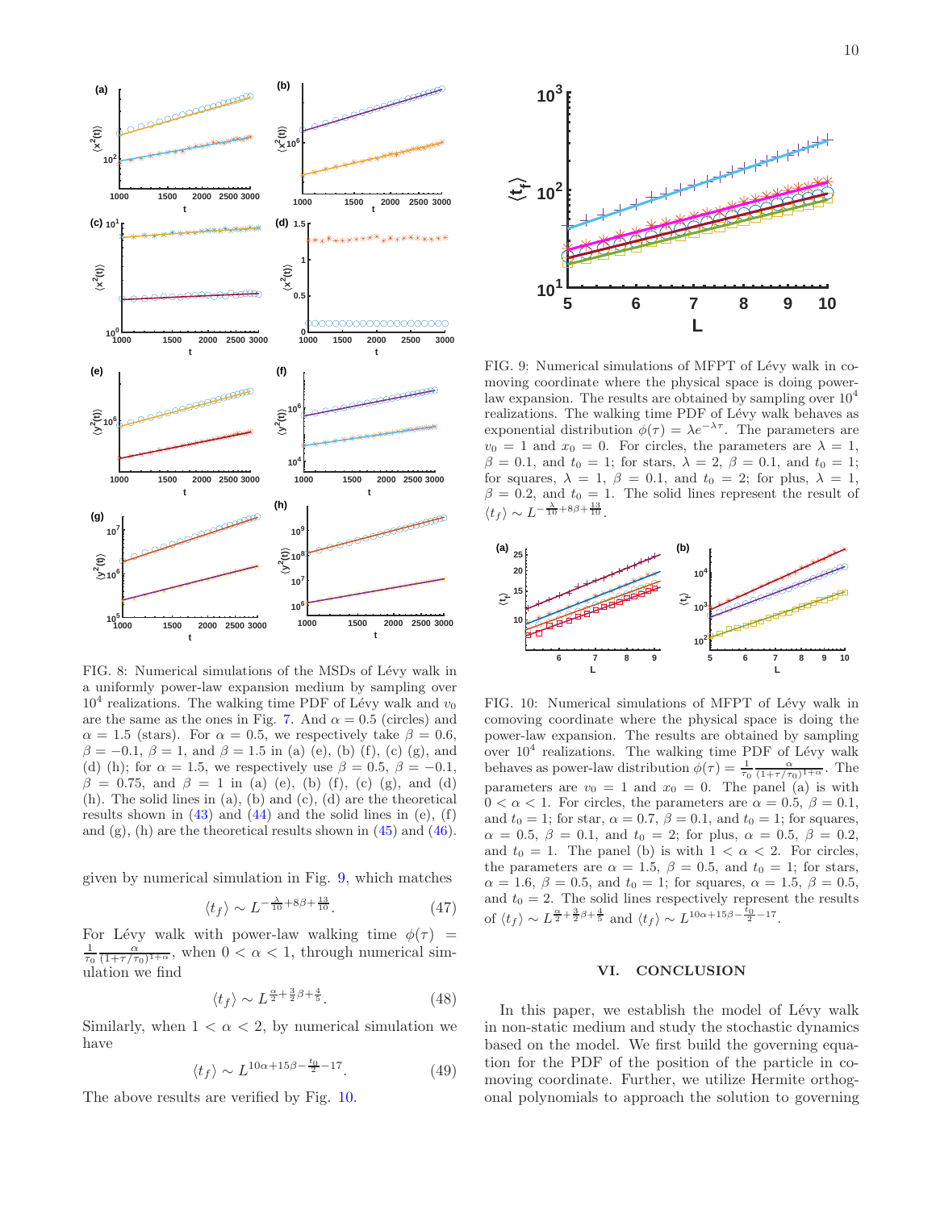FIG. 8: Numerical simulations of the MSDs of Lévy walk in a uniformly power-law expansion medium by sampling over $10^4$ realizations. The walking time PDF of Lévy walk and $v_0$ are the same as the ones in Fig. 7. And $\alpha = 0.5$ (circles) and $\alpha = 1.5$ (stars). For $\alpha = 0.5$, we respectively take $\beta = 0.6$, $\beta = -0.1$, $\beta = 1$, and $\beta = 1.5$ in (a) (e), (b) (f), (c) (g), and (d) (h); for $\alpha = 1.5$, we respectively use $\beta = 0.5$, $\beta = -0.1$, $\beta = 0.75$, and $\beta = 1$ in (a) (e), (b) (f), (c) (g), and (d) (h). The solid lines in (a), (b) and (c), (d) are the theoretical results shown in (43) and (44) and the solid lines in (e), (f) and (g), (h) are the theoretical results shown in (45) and (46).

given by numerical simulation in Fig. 9, which matches

$$\langle t_f \rangle \sim L^{-\frac{\lambda}{10}+8\beta+\frac{13}{10}}. \tag{47}$$

For Lévy walk with power-law walking time $\phi(\tau) = \frac{1}{\tau_0}\frac{\alpha}{(1+\tau/\tau_0)^{1+\alpha}}$, when $0 < \alpha < 1$, through numerical simulation we find

$$\langle t_f \rangle \sim L^{\frac{\alpha}{2}+\frac{3}{2}\beta+\frac{4}{5}}. \tag{48}$$

Similarly, when $1 < \alpha < 2$, by numerical simulation we have

$$\langle t_f \rangle \sim L^{10\alpha+15\beta-\frac{t_0}{2}-17}. \tag{49}$$

The above results are verified by Fig. 10.

FIG. 9: Numerical simulations of MFPT of Lévy walk in comoving coordinate where the physical space is doing power-law expansion. The results are obtained by sampling over $10^4$ realizations. The walking time PDF of Lévy walk behaves as exponential distribution $\phi(\tau) = \lambda e^{-\lambda\tau}$. The parameters are $v_0 = 1$ and $x_0 = 0$. For circles, the parameters are $\lambda = 1$, $\beta = 0.1$, and $t_0 = 1$; for stars, $\lambda = 2$, $\beta = 0.1$, and $t_0 = 1$; for squares, $\lambda = 1$, $\beta = 0.1$, and $t_0 = 2$; for plus, $\lambda = 1$, $\beta = 0.2$, and $t_0 = 1$. The solid lines represent the result of $\langle t_f \rangle \sim L^{-\frac{\lambda}{10}+8\beta+\frac{13}{10}}$.

FIG. 10: Numerical simulations of MFPT of Lévy walk in comoving coordinate where the physical space is doing the power-law expansion. The results are obtained by sampling over $10^4$ realizations. The walking time PDF of Lévy walk behaves as power-law distribution $\phi(\tau) = \frac{1}{\tau_0}\frac{\alpha}{(1+\tau/\tau_0)^{1+\alpha}}$. The parameters are $v_0 = 1$ and $x_0 = 0$. The panel (a) is with $0 < \alpha < 1$. For circles, the parameters are $\alpha = 0.5$, $\beta = 0.1$, and $t_0 = 1$; for star, $\alpha = 0.7$, $\beta = 0.1$, and $t_0 = 1$; for squares, $\alpha = 0.5$, $\beta = 0.1$, and $t_0 = 2$; for plus, $\alpha = 0.5$, $\beta = 0.2$, and $t_0 = 1$. The panel (b) is with $1 < \alpha < 2$. For circles, the parameters are $\alpha = 1.5$, $\beta = 0.5$, and $t_0 = 1$; for stars, $\alpha = 1.6$, $\beta = 0.5$, and $t_0 = 1$; for squares, $\alpha = 1.5$, $\beta = 0.5$, and $t_0 = 2$. The solid lines respectively represent the results of $\langle t_f \rangle \sim L^{\frac{\alpha}{2}+\frac{3}{2}\beta+\frac{4}{5}}$ and $\langle t_f \rangle \sim L^{10\alpha+15\beta-\frac{t_0}{2}-17}$.

## VI. CONCLUSION

In this paper, we establish the model of Lévy walk in non-static medium and study the stochastic dynamics based on the model. We first build the governing equation for the PDF of the position of the particle in comoving coordinate. Further, we utilize Hermite orthogonal polynomials to approach the solution to governing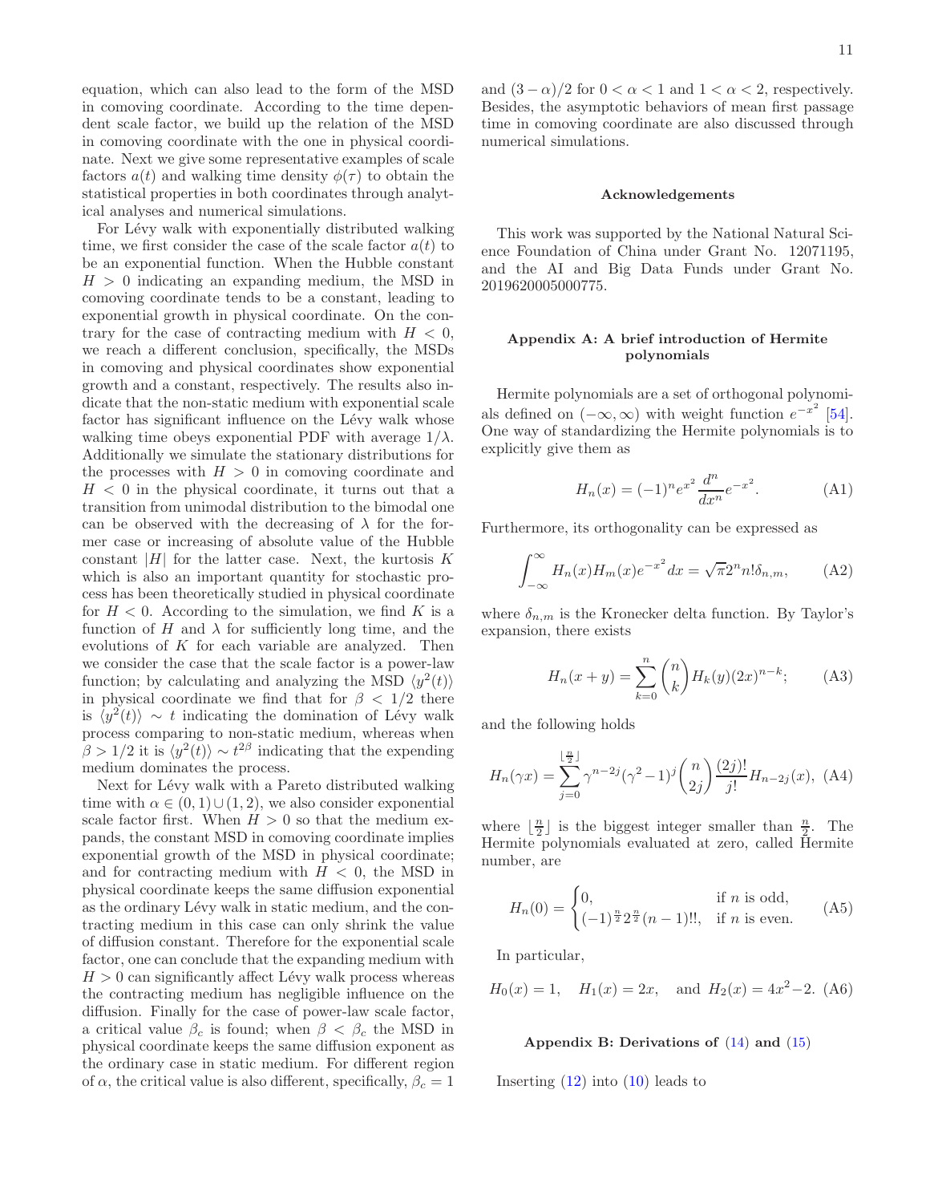equation, which can also lead to the form of the MSD in comoving coordinate. According to the time dependent scale factor, we build up the relation of the MSD in comoving coordinate with the one in physical coordinate. Next we give some representative examples of scale factors $a(t)$ and walking time density $\phi(\tau)$ to obtain the statistical properties in both coordinates through analytical analyses and numerical simulations.

For Lévy walk with exponentially distributed walking time, we first consider the case of the scale factor $a(t)$ to be an exponential function. When the Hubble constant $H > 0$ indicating an expanding medium, the MSD in comoving coordinate tends to be a constant, leading to exponential growth in physical coordinate. On the contrary for the case of contracting medium with $H < 0$, we reach a different conclusion, specifically, the MSDs in comoving and physical coordinates show exponential growth and a constant, respectively. The results also indicate that the non-static medium with exponential scale factor has significant influence on the Lévy walk whose walking time obeys exponential PDF with average $1/\lambda$. Additionally we simulate the stationary distributions for the processes with $H > 0$ in comoving coordinate and $H < 0$ in the physical coordinate, it turns out that a transition from unimodal distribution to the bimodal one can be observed with the decreasing of $\lambda$ for the former case or increasing of absolute value of the Hubble constant $|H|$ for the latter case. Next, the kurtosis $K$ which is also an important quantity for stochastic process has been theoretically studied in physical coordinate for $H < 0$. According to the simulation, we find $K$ is a function of $H$ and $\lambda$ for sufficiently long time, and the evolutions of $K$ for each variable are analyzed. Then we consider the case that the scale factor is a power-law function; by calculating and analyzing the MSD $\langle y^2(t)\rangle$ in physical coordinate we find that for $\beta < 1/2$ there is $\langle y^2(t)\rangle \sim t$ indicating the domination of Lévy walk process comparing to non-static medium, whereas when $\beta > 1/2$ it is $\langle y^2(t)\rangle \sim t^{2\beta}$ indicating that the expending medium dominates the process.

Next for Lévy walk with a Pareto distributed walking time with $\alpha \in (0,1) \cup (1,2)$, we also consider exponential scale factor first. When $H > 0$ so that the medium expands, the constant MSD in comoving coordinate implies exponential growth of the MSD in physical coordinate; and for contracting medium with $H < 0$, the MSD in physical coordinate keeps the same diffusion exponential as the ordinary Lévy walk in static medium, and the contracting medium in this case can only shrink the value of diffusion constant. Therefore for the exponential scale factor, one can conclude that the expanding medium with $H > 0$ can significantly affect Lévy walk process whereas the contracting medium has negligible influence on the diffusion. Finally for the case of power-law scale factor, a critical value $\beta_c$ is found; when $\beta < \beta_c$ the MSD in physical coordinate keeps the same diffusion exponent as the ordinary case in static medium. For different region of $\alpha$, the critical value is also different, specifically, $\beta_c = 1$ and $(3-\alpha)/2$ for $0 < \alpha < 1$ and $1 < \alpha < 2$, respectively. Besides, the asymptotic behaviors of mean first passage time in comoving coordinate are also discussed through numerical simulations.

### Acknowledgements

This work was supported by the National Natural Science Foundation of China under Grant No. 12071195, and the AI and Big Data Funds under Grant No. 2019620005000775.

### Appendix A: A brief introduction of Hermite polynomials

Hermite polynomials are a set of orthogonal polynomials defined on $(-\infty, \infty)$ with weight function $e^{-x^2}$ [54]. One way of standardizing the Hermite polynomials is to explicitly give them as

$$H_n(x) = (-1)^n e^{x^2} \frac{d^n}{dx^n} e^{-x^2}. \tag{A1}$$

Furthermore, its orthogonality can be expressed as

$$\int_{-\infty}^{\infty} H_n(x) H_m(x) e^{-x^2} dx = \sqrt{\pi} 2^n n! \delta_{n,m}, \tag{A2}$$

where $\delta_{n,m}$ is the Kronecker delta function. By Taylor's expansion, there exists

$$H_n(x+y) = \sum_{k=0}^{n} \binom{n}{k} H_k(y)(2x)^{n-k}; \tag{A3}$$

and the following holds

$$H_n(\gamma x) = \sum_{j=0}^{\lfloor \frac{n}{2} \rfloor} \gamma^{n-2j}(\gamma^2-1)^j \binom{n}{2j} \frac{(2j)!}{j!} H_{n-2j}(x), \tag{A4}$$

where $\lfloor \frac{n}{2} \rfloor$ is the biggest integer smaller than $\frac{n}{2}$. The Hermite polynomials evaluated at zero, called Hermite number, are

$$H_n(0) = \begin{cases} 0, & \text{if } n \text{ is odd}, \\ (-1)^{\frac{n}{2}} 2^{\frac{n}{2}} (n-1)!!, & \text{if } n \text{ is even}. \end{cases} \tag{A5}$$

In particular,

$$H_0(x) = 1, \quad H_1(x) = 2x, \quad \text{and } H_2(x) = 4x^2 - 2. \tag{A6}$$

### Appendix B: Derivations of (14) and (15)

Inserting (12) into (10) leads to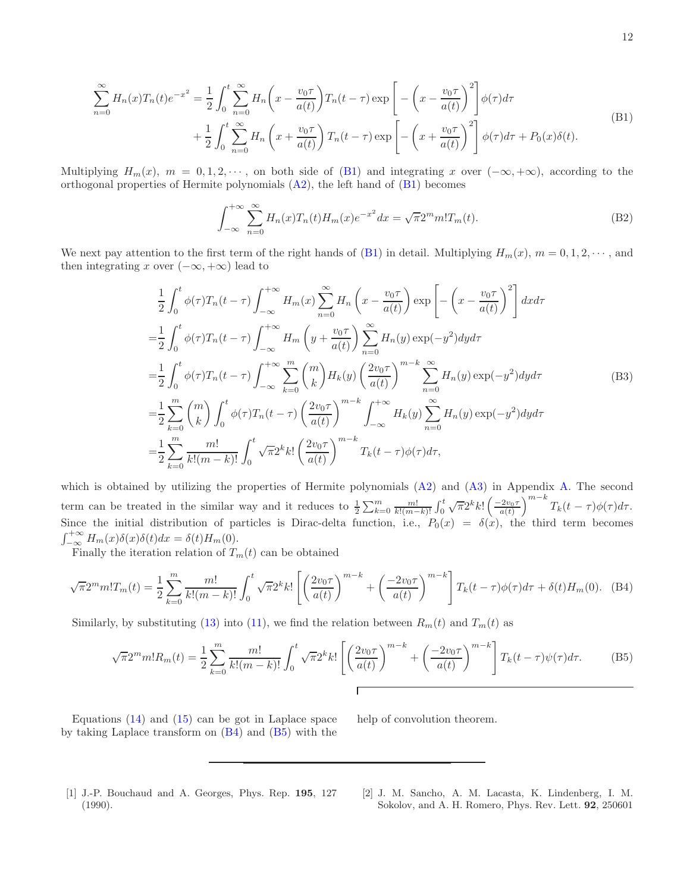$$
\begin{aligned}
\sum_{n=0}^{\infty} H_n(x) T_n(t) e^{-x^2} =& \frac{1}{2}\int_0^t \sum_{n=0}^{\infty} H_n\bigg(x - \frac{v_0\tau}{a(t)}\bigg) T_n(t-\tau) \exp\left[-\bigg(x-\frac{v_0\tau}{a(t)}\bigg)^2\right]\phi(\tau)d\tau \\
&+ \frac{1}{2}\int_0^t \sum_{n=0}^{\infty} H_n\left(x + \frac{v_0\tau}{a(t)}\right) T_n(t-\tau) \exp\left[-\left(x+\frac{v_0\tau}{a(t)}\right)^2\right]\phi(\tau)d\tau + P_0(x)\delta(t).
\end{aligned}
\tag{B1}
$$

Multiplying $H_m(x)$, $m = 0, 1, 2, \cdots$, on both side of (B1) and integrating $x$ over $(-\infty, +\infty)$, according to the orthogonal properties of Hermite polynomials (A2), the left hand of (B1) becomes

$$
\int_{-\infty}^{+\infty} \sum_{n=0}^{\infty} H_n(x) T_n(t) H_m(x) e^{-x^2} dx = \sqrt{\pi} 2^m m! T_m(t). \tag{B2}
$$

We next pay attention to the first term of the right hands of (B1) in detail. Multiplying $H_m(x)$, $m = 0, 1, 2, \cdots$, and then integrating $x$ over $(-\infty, +\infty)$ lead to

$$
\begin{aligned}
&\frac{1}{2}\int_0^t \phi(\tau) T_n(t-\tau) \int_{-\infty}^{+\infty} H_m(x) \sum_{n=0}^{\infty} H_n\left(x - \frac{v_0\tau}{a(t)}\right) \exp\left[-\left(x - \frac{v_0\tau}{a(t)}\right)^2\right] dx d\tau \\
=&\frac{1}{2}\int_0^t \phi(\tau) T_n(t-\tau) \int_{-\infty}^{+\infty} H_m\left(y + \frac{v_0\tau}{a(t)}\right) \sum_{n=0}^{\infty} H_n(y) \exp(-y^2) dy d\tau \\
=&\frac{1}{2}\int_0^t \phi(\tau) T_n(t-\tau) \int_{-\infty}^{+\infty} \sum_{k=0}^{m} \binom{m}{k} H_k(y) \left(\frac{2v_0\tau}{a(t)}\right)^{m-k} \sum_{n=0}^{\infty} H_n(y) \exp(-y^2) dy d\tau \\
=&\frac{1}{2}\sum_{k=0}^{m} \binom{m}{k} \int_0^t \phi(\tau) T_n(t-\tau) \left(\frac{2v_0\tau}{a(t)}\right)^{m-k} \int_{-\infty}^{+\infty} H_k(y) \sum_{n=0}^{\infty} H_n(y) \exp(-y^2) dy d\tau \\
=&\frac{1}{2}\sum_{k=0}^{m} \frac{m!}{k!(m-k)!} \int_0^t \sqrt{\pi} 2^k k! \left(\frac{2v_0\tau}{a(t)}\right)^{m-k} T_k(t-\tau)\phi(\tau)d\tau,
\end{aligned}
\tag{B3}
$$

which is obtained by utilizing the properties of Hermite polynomials (A2) and (A3) in Appendix A. The second term can be treated in the similar way and it reduces to $\frac{1}{2}\sum_{k=0}^{m} \frac{m!}{k!(m-k)!} \int_0^t \sqrt{\pi} 2^k k! \left(\frac{-2v_0\tau}{a(t)}\right)^{m-k} T_k(t-\tau)\phi(\tau)d\tau$. Since the initial distribution of particles is Dirac-delta function, i.e., $P_0(x) = \delta(x)$, the third term becomes $\int_{-\infty}^{+\infty} H_m(x)\delta(x)\delta(t)dx = \delta(t)H_m(0)$.

Finally the iteration relation of $T_m(t)$ can be obtained

$$
\sqrt{\pi} 2^m m! T_m(t) = \frac{1}{2}\sum_{k=0}^{m} \frac{m!}{k!(m-k)!} \int_0^t \sqrt{\pi} 2^k k! \left[\left(\frac{2v_0\tau}{a(t)}\right)^{m-k} + \left(\frac{-2v_0\tau}{a(t)}\right)^{m-k}\right] T_k(t-\tau)\phi(\tau)d\tau + \delta(t)H_m(0). \tag{B4}
$$

Similarly, by substituting (13) into (11), we find the relation between $R_m(t)$ and $T_m(t)$ as

$$
\sqrt{\pi} 2^m m! R_m(t) = \frac{1}{2}\sum_{k=0}^{m} \frac{m!}{k!(m-k)!} \int_0^t \sqrt{\pi} 2^k k! \left[\left(\frac{2v_0\tau}{a(t)}\right)^{m-k} + \left(\frac{-2v_0\tau}{a(t)}\right)^{m-k}\right] T_k(t-\tau)\psi(\tau)d\tau. \tag{B5}
$$

Equations (14) and (15) can be got in Laplace space by taking Laplace transform on (B4) and (B5) with the help of convolution theorem.

---

[1] J.-P. Bouchaud and A. Georges, Phys. Rep. **195**, 127 (1990).

[2] J. M. Sancho, A. M. Lacasta, K. Lindenberg, I. M. Sokolov, and A. H. Romero, Phys. Rev. Lett. **92**, 250601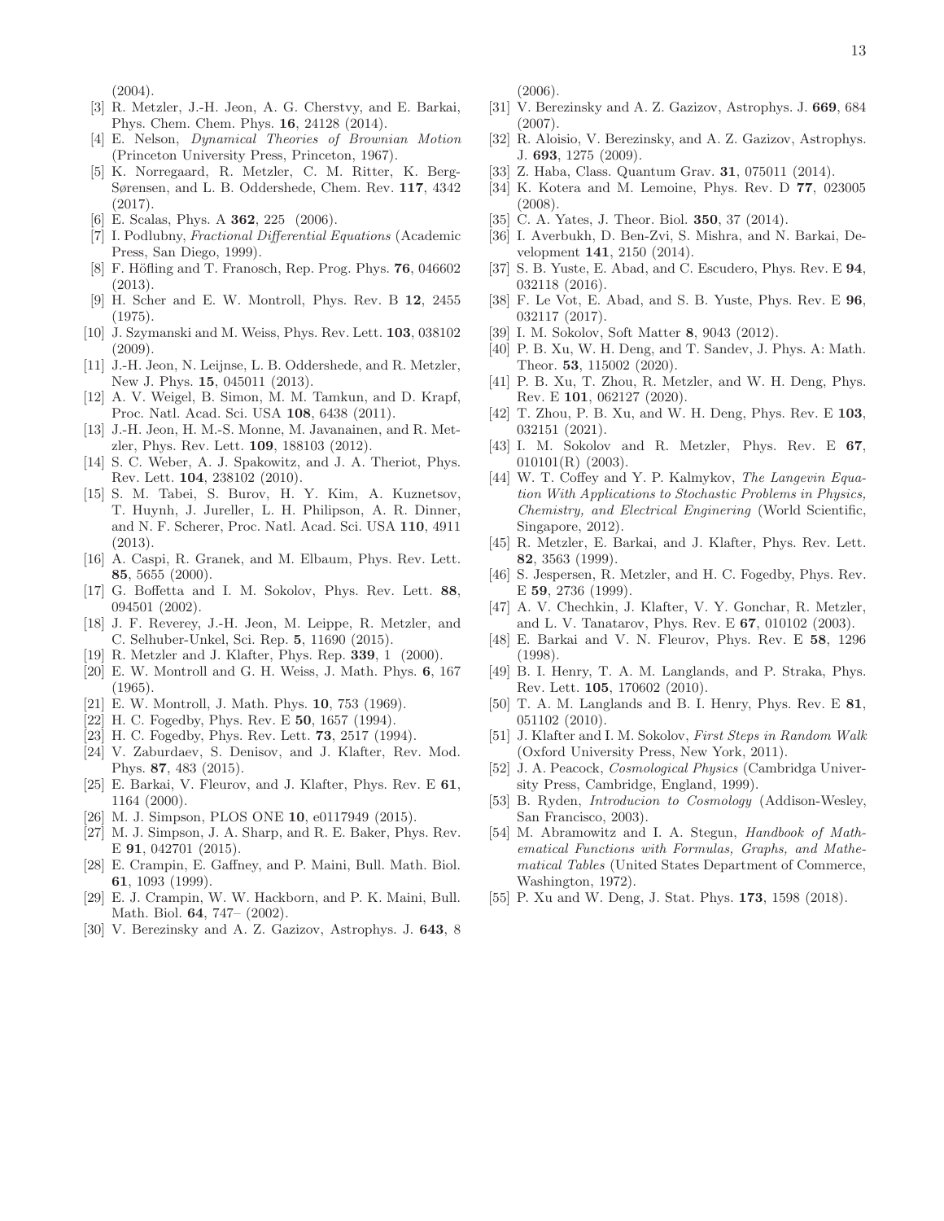(2004).

[3] R. Metzler, J.-H. Jeon, A. G. Cherstvy, and E. Barkai, Phys. Chem. Chem. Phys. **16**, 24128 (2014).

[4] E. Nelson, *Dynamical Theories of Brownian Motion* (Princeton University Press, Princeton, 1967).

[5] K. Norregaard, R. Metzler, C. M. Ritter, K. Berg-Sørensen, and L. B. Oddershede, Chem. Rev. **117**, 4342 (2017).

[6] E. Scalas, Phys. A **362**, 225 (2006).

[7] I. Podlubny, *Fractional Differential Equations* (Academic Press, San Diego, 1999).

[8] F. Höfling and T. Franosch, Rep. Prog. Phys. **76**, 046602 (2013).

[9] H. Scher and E. W. Montroll, Phys. Rev. B **12**, 2455 (1975).

[10] J. Szymanski and M. Weiss, Phys. Rev. Lett. **103**, 038102 (2009).

[11] J.-H. Jeon, N. Leijnse, L. B. Oddershede, and R. Metzler, New J. Phys. **15**, 045011 (2013).

[12] A. V. Weigel, B. Simon, M. M. Tamkun, and D. Krapf, Proc. Natl. Acad. Sci. USA **108**, 6438 (2011).

[13] J.-H. Jeon, H. M.-S. Monne, M. Javanainen, and R. Metzler, Phys. Rev. Lett. **109**, 188103 (2012).

[14] S. C. Weber, A. J. Spakowitz, and J. A. Theriot, Phys. Rev. Lett. **104**, 238102 (2010).

[15] S. M. Tabei, S. Burov, H. Y. Kim, A. Kuznetsov, T. Huynh, J. Jureller, L. H. Philipson, A. R. Dinner, and N. F. Scherer, Proc. Natl. Acad. Sci. USA **110**, 4911 (2013).

[16] A. Caspi, R. Granek, and M. Elbaum, Phys. Rev. Lett. **85**, 5655 (2000).

[17] G. Boffetta and I. M. Sokolov, Phys. Rev. Lett. **88**, 094501 (2002).

[18] J. F. Reverey, J.-H. Jeon, M. Leippe, R. Metzler, and C. Selhuber-Unkel, Sci. Rep. **5**, 11690 (2015).

[19] R. Metzler and J. Klafter, Phys. Rep. **339**, 1 (2000).

[20] E. W. Montroll and G. H. Weiss, J. Math. Phys. **6**, 167 (1965).

[21] E. W. Montroll, J. Math. Phys. **10**, 753 (1969).

[22] H. C. Fogedby, Phys. Rev. E **50**, 1657 (1994).

[23] H. C. Fogedby, Phys. Rev. Lett. **73**, 2517 (1994).

[24] V. Zaburdaev, S. Denisov, and J. Klafter, Rev. Mod. Phys. **87**, 483 (2015).

[25] E. Barkai, V. Fleurov, and J. Klafter, Phys. Rev. E **61**, 1164 (2000).

[26] M. J. Simpson, PLOS ONE **10**, e0117949 (2015).

[27] M. J. Simpson, J. A. Sharp, and R. E. Baker, Phys. Rev. E **91**, 042701 (2015).

[28] E. Crampin, E. Gaffney, and P. Maini, Bull. Math. Biol. **61**, 1093 (1999).

[29] E. J. Crampin, W. W. Hackborn, and P. K. Maini, Bull. Math. Biol. **64**, 747– (2002).

[30] V. Berezinsky and A. Z. Gazizov, Astrophys. J. **643**, 8 (2006).

[31] V. Berezinsky and A. Z. Gazizov, Astrophys. J. **669**, 684 (2007).

[32] R. Aloisio, V. Berezinsky, and A. Z. Gazizov, Astrophys. J. **693**, 1275 (2009).

[33] Z. Haba, Class. Quantum Grav. **31**, 075011 (2014).

[34] K. Kotera and M. Lemoine, Phys. Rev. D **77**, 023005 (2008).

[35] C. A. Yates, J. Theor. Biol. **350**, 37 (2014).

[36] I. Averbukh, D. Ben-Zvi, S. Mishra, and N. Barkai, Development **141**, 2150 (2014).

[37] S. B. Yuste, E. Abad, and C. Escudero, Phys. Rev. E **94**, 032118 (2016).

[38] F. Le Vot, E. Abad, and S. B. Yuste, Phys. Rev. E **96**, 032117 (2017).

[39] I. M. Sokolov, Soft Matter **8**, 9043 (2012).

[40] P. B. Xu, W. H. Deng, and T. Sandev, J. Phys. A: Math. Theor. **53**, 115002 (2020).

[41] P. B. Xu, T. Zhou, R. Metzler, and W. H. Deng, Phys. Rev. E **101**, 062127 (2020).

[42] T. Zhou, P. B. Xu, and W. H. Deng, Phys. Rev. E **103**, 032151 (2021).

[43] I. M. Sokolov and R. Metzler, Phys. Rev. E **67**, 010101(R) (2003).

[44] W. T. Coffey and Y. P. Kalmykov, *The Langevin Equation With Applications to Stochastic Problems in Physics, Chemistry, and Electrical Enginering* (World Scientific, Singapore, 2012).

[45] R. Metzler, E. Barkai, and J. Klafter, Phys. Rev. Lett. **82**, 3563 (1999).

[46] S. Jespersen, R. Metzler, and H. C. Fogedby, Phys. Rev. E **59**, 2736 (1999).

[47] A. V. Chechkin, J. Klafter, V. Y. Gonchar, R. Metzler, and L. V. Tanatarov, Phys. Rev. E **67**, 010102 (2003).

[48] E. Barkai and V. N. Fleurov, Phys. Rev. E **58**, 1296 (1998).

[49] B. I. Henry, T. A. M. Langlands, and P. Straka, Phys. Rev. Lett. **105**, 170602 (2010).

[50] T. A. M. Langlands and B. I. Henry, Phys. Rev. E **81**, 051102 (2010).

[51] J. Klafter and I. M. Sokolov, *First Steps in Random Walk* (Oxford University Press, New York, 2011).

[52] J. A. Peacock, *Cosmological Physics* (Cambridga University Press, Cambridge, England, 1999).

[53] B. Ryden, *Introducion to Cosmology* (Addison-Wesley, San Francisco, 2003).

[54] M. Abramowitz and I. A. Stegun, *Handbook of Mathematical Functions with Formulas, Graphs, and Mathematical Tables* (United States Department of Commerce, Washington, 1972).

[55] P. Xu and W. Deng, J. Stat. Phys. **173**, 1598 (2018).